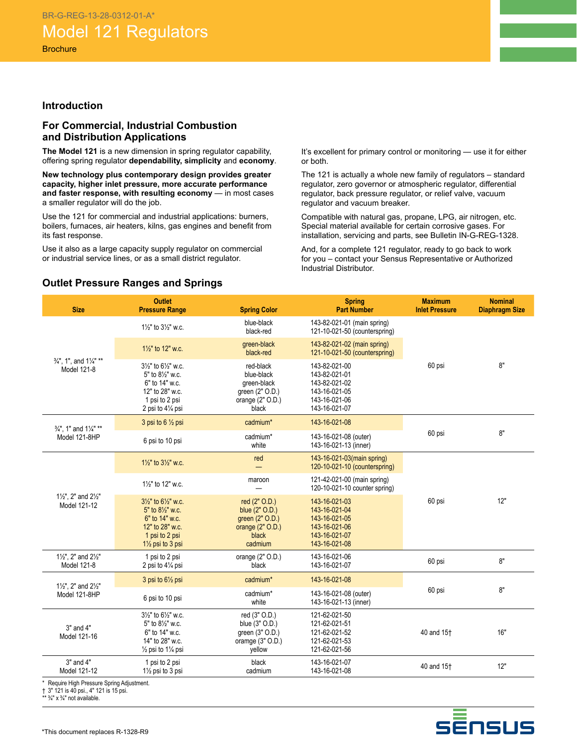BR-G-REG-13-28-0312-01-A*

# Model 121 Regulators

Brochure

## Introduction

### For Commercial, Industrial Combustion and Distribution Applications

**The Model 121** is a new dimension in spring regulator capability, offering spring regulator **dependability, simplicity** and **economy**.

**New technology plus contemporary design provides greater capacity, higher inlet pressure, more accurate performance and faster response, with resulting economy** — in most cases a smaller regulator will do the job.

Use the 121 for commercial and industrial applications: burners, boilers, furnaces, air heaters, kilns, gas engines and benefit from its fast response.

Use it also as a large capacity supply regulator on commercial or industrial service lines, or as a small district regulator.

It's excellent for primary control or monitoring — use it for either or both.

The 121 is actually a whole new family of regulators – standard regulator, zero governor or atmospheric regulator, differential regulator, back pressure regulator, or relief valve, vacuum regulator and vacuum breaker.

Compatible with natural gas, propane, LPG, air nitrogen, etc. Special material available for certain corrosive gases. For installation, servicing and parts, see Bulletin IN-G-REG-1328.

And, for a complete 121 regulator, ready to go back to work for you – contact your Sensus Representative or Authorized Industrial Distributor.

### Outlet Pressure Ranges and Springs

| Size | Outlet Pressure Range | Spring Color | Spring Part Number | Maximum Inlet Pressure | Nominal Diaphragm Size |
|---|---|---|---|---|---|
| ¾", 1", and 1¼" ** Model 121-8 | 1½" to 3½" w.c. | blue-black<br>black-red | 143-82-021-01 (main spring)<br>121-10-021-50 (counterspring) | 60 psi | 8" |
| | 1½" to 12" w.c. | green-black<br>black-red | 143-82-021-02 (main spring)<br>121-10-021-50 (counterspring) | | |
| | 3½" to 6½" w.c.<br>5" to 8½" w.c.<br>6" to 14" w.c.<br>12" to 28" w.c.<br>1 psi to 2 psi<br>2 psi to 4¼ psi | red-black<br>blue-black<br>green-black<br>green (2" O.D.)<br>orange (2" O.D.)<br>black | 143-82-021-00<br>143-82-021-01<br>143-82-021-02<br>143-16-021-05<br>143-16-021-06<br>143-16-021-07 | | |
| ¾", 1" and 1¼" ** Model 121-8HP | 3 psi to 6 ½ psi | cadmium* | 143-16-021-08 | 60 psi | 8" |
| | 6 psi to 10 psi | cadmium*<br>white | 143-16-021-08 (outer)<br>143-16-021-13 (inner) | | |
| 1½", 2" and 2½" Model 121-12 | 1½" to 3½" w.c. | red<br>— | 143-16-021-03(main spring)<br>120-10-021-10 (counterspring) | 60 psi | 12" |
| | 1½" to 12" w.c. | maroon<br>— | 121-42-021-00 (main spring)<br>120-10-021-10 counter spring) | | |
| | 3½" to 6½" w.c.<br>5" to 8½" w.c.<br>6" to 14" w.c.<br>12" to 28" w.c.<br>1 psi to 2 psi<br>1½ psi to 3 psi | red (2" O.D.)<br>blue (2" O.D.)<br>green (2" O.D.)<br>orange (2" O.D.)<br>black<br>cadmium | 143-16-021-03<br>143-16-021-04<br>143-16-021-05<br>143-16-021-06<br>143-16-021-07<br>143-16-021-08 | | |
| 1½", 2" and 2½" Model 121-8 | 1 psi to 2 psi<br>2 psi to 4¼ psi | orange (2" O.D.)<br>black | 143-16-021-06<br>143-16-021-07 | 60 psi | 8" |
| 1½", 2" and 2½" Model 121-8HP | 3 psi to 6½ psi | cadmium* | 143-16-021-08 | 60 psi | 8" |
| | 6 psi to 10 psi | cadmium*<br>white | 143-16-021-08 (outer)<br>143-16-021-13 (inner) | | |
| 3" and 4" Model 121-16 | 3½" to 6½" w.c.<br>5" to 8½" w.c.<br>6" to 14" w.c.<br>14" to 28" w.c.<br>½ psi to 1¼ psi | red (3" O.D.)<br>blue (3" O.D.)<br>green (3" O.D.)<br>oramge (3" O.D.)<br>yellow | 121-62-021-50<br>121-62-021-51<br>121-62-021-52<br>121-62-021-53<br>121-62-021-56 | 40 and 15† | 16" |
| 3" and 4" Model 121-12 | 1 psi to 2 psi<br>1½ psi to 3 psi | black<br>cadmium | 143-16-021-07<br>143-16-021-08 | 40 and 15† | 12" |

* Require High Pressure Spring Adjustment.
† 3" 121 is 40 psi., 4" 121 is 15 psi.
** ¾" x ¾" not available.

*This document replaces R-1328-R9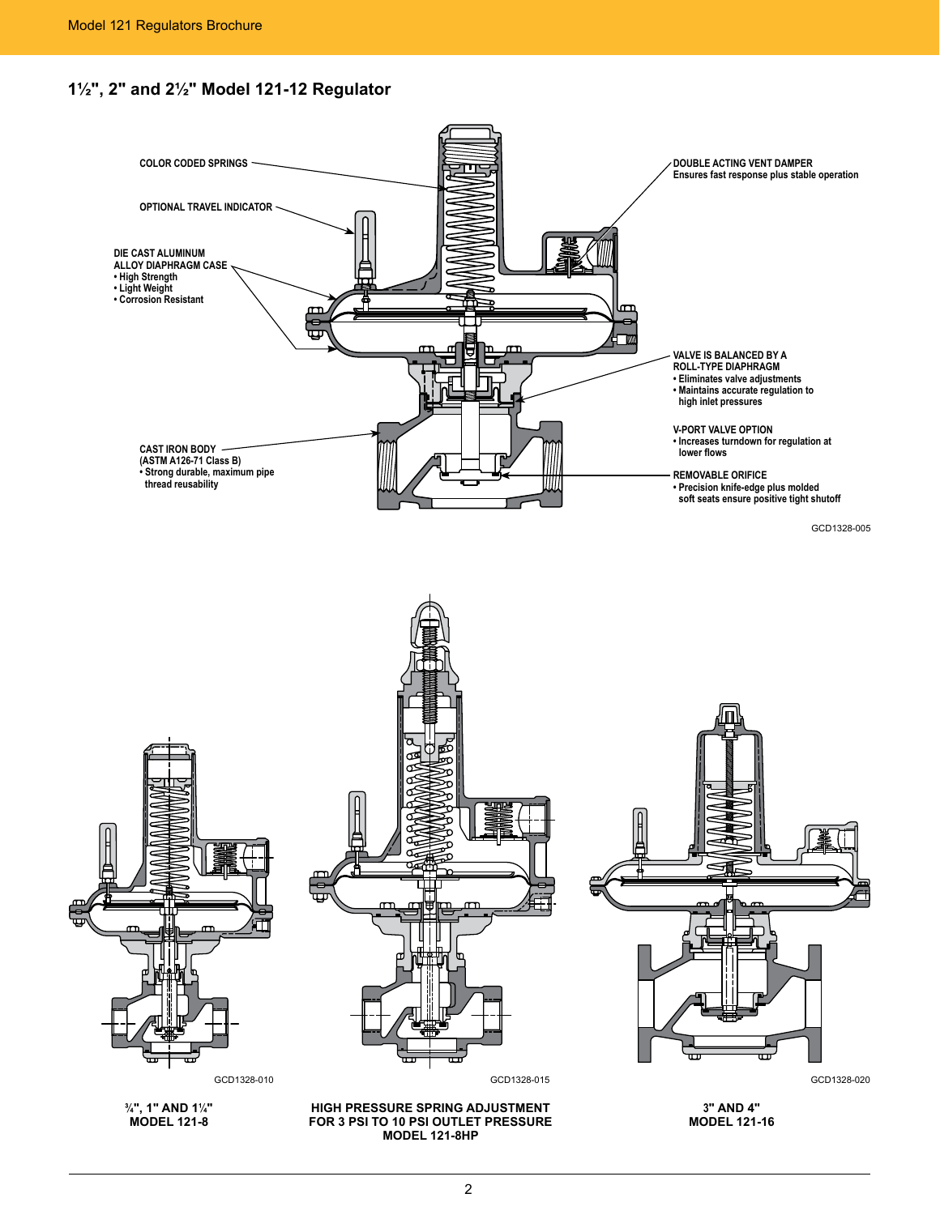## 1½", 2" and 2½" Model 121-12 Regulator

COLOR CODED SPRINGS

OPTIONAL TRAVEL INDICATOR

DIE CAST ALUMINUM ALLOY DIAPHRAGM CASE
- High Strength
- Light Weight
- Corrosion Resistant

CAST IRON BODY (ASTM A126-71 Class B)
- Strong durable, maximum pipe thread reusability

DOUBLE ACTING VENT DAMPER
Ensures fast response plus stable operation

VALVE IS BALANCED BY A ROLL-TYPE DIAPHRAGM
- Eliminates valve adjustments
- Maintains accurate regulation to high inlet pressures

V-PORT VALVE OPTION
- Increases turndown for regulation at lower flows

REMOVABLE ORIFICE
- Precision knife-edge plus molded soft seats ensure positive tight shutoff

GCD1328-005

GCD1328-010

**¾", 1" AND 1¼" MODEL 121-8**

GCD1328-015

**HIGH PRESSURE SPRING ADJUSTMENT FOR 3 PSI TO 10 PSI OUTLET PRESSURE MODEL 121-8HP**

GCD1328-020

**3" AND 4" MODEL 121-16**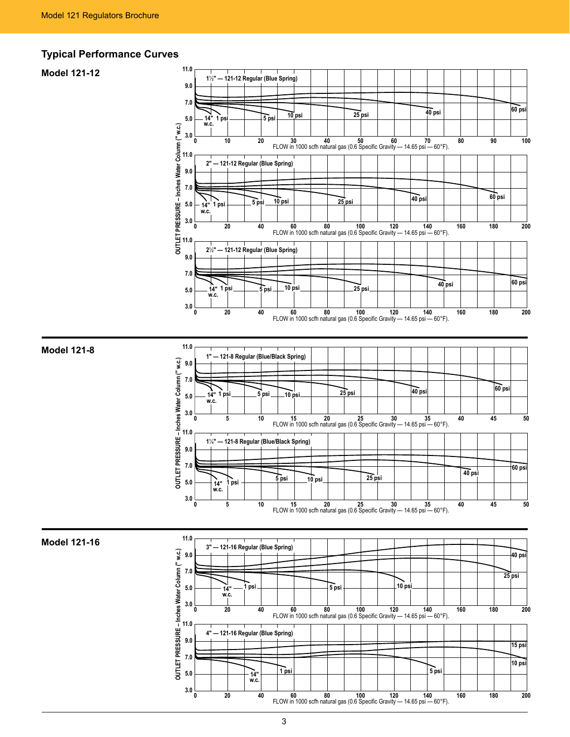## Typical Performance Curves

### Model 121-12

1½" — 121-12 Regular (Blue Spring)

OUTLET PRESSURE – Inches Water Column (" w.c.): 3.0, 5.0, 7.0, 9.0, 11.0

Curves: 14" w.c., 1 psi, 5 psi, 10 psi, 25 psi, 40 psi, 60 psi

FLOW in 1000 scfh natural gas (0.6 Specific Gravity — 14.65 psi — 60°F): 0, 10, 20, 30, 40, 50, 60, 70, 80, 90, 100

2" — 121-12 Regular (Blue Spring)

Curves: 14" w.c., 1 psi, 5 psi, 10 psi, 25 psi, 40 psi, 60 psi

FLOW in 1000 scfh natural gas (0.6 Specific Gravity — 14.65 psi — 60°F): 0, 20, 40, 60, 80, 100, 120, 140, 160, 180, 200

2½" — 121-12 Regular (Blue Spring)

Curves: 14" w.c., 1 psi, 5 psi, 10 psi, 25 psi, 40 psi, 60 psi

FLOW in 1000 scfh natural gas (0.6 Specific Gravity — 14.65 psi — 60°F): 0, 20, 40, 60, 80, 100, 120, 140, 160, 180, 200

### Model 121-8

1" — 121-8 Regular (Blue/Black Spring)

OUTLET PRESSURE – Inches Water Column (" w.c.): 3.0, 5.0, 7.0, 9.0, 11.0

Curves: 14" w.c., 1 psi, 5 psi, 10 psi, 25 psi, 40 psi, 60 psi

FLOW in 1000 scfh natural gas (0.6 Specific Gravity — 14.65 psi — 60°F): 0, 5, 10, 15, 20, 25, 30, 35, 40, 45, 50

1¼" — 121-8 Regular (Blue/Black Spring)

Curves: 14" w.c., 1 psi, 5 psi, 10 psi, 25 psi, 40 psi, 60 psi

FLOW in 1000 scfh natural gas (0.6 Specific Gravity — 14.65 psi — 60°F): 0, 5, 10, 15, 20, 25, 30, 35, 40, 45, 50

### Model 121-16

3" — 121-16 Regular (Blue Spring)

OUTLET PRESSURE – Inches Water Column (" w.c.): 3.0, 5.0, 7.0, 9.0, 11.0

Curves: 14" w.c., 1 psi, 5 psi, 10 psi, 25 psi, 40 psi

FLOW in 1000 scfh natural gas (0.6 Specific Gravity — 14.65 psi — 60°F): 0, 20, 40, 60, 80, 100, 120, 140, 160, 180, 200

4" — 121-16 Regular (Blue Spring)

Curves: 14" w.c., 1 psi, 5 psi, 10 psi, 15 psi

FLOW in 1000 scfh natural gas (0.6 Specific Gravity — 14.65 psi — 60°F): 0, 20, 40, 60, 80, 100, 120, 140, 160, 180, 200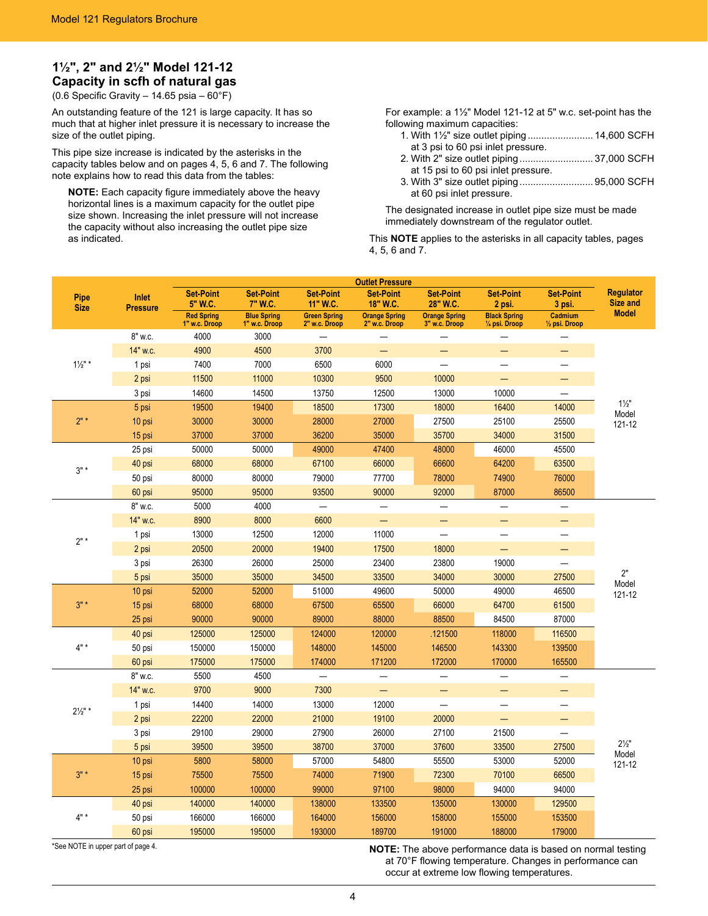## 1½", 2" and 2½" Model 121-12 Capacity in scfh of natural gas

(0.6 Specific Gravity – 14.65 psia – 60°F)

An outstanding feature of the 121 is large capacity. It has so much that at higher inlet pressure it is necessary to increase the size of the outlet piping.

This pipe size increase is indicated by the asterisks in the capacity tables below and on pages 4, 5, 6 and 7. The following note explains how to read this data from the tables:

**NOTE:** Each capacity figure immediately above the heavy horizontal lines is a maximum capacity for the outlet pipe size shown. Increasing the inlet pressure will not increase the capacity without also increasing the outlet pipe size as indicated.

For example: a 1½" Model 121-12 at 5" w.c. set-point has the following maximum capacities:

1. With 1½" size outlet piping ........................ 14,600 SCFH at 3 psi to 60 psi inlet pressure.
2. With 2" size outlet piping ........................... 37,000 SCFH at 15 psi to 60 psi inlet pressure.
3. With 3" size outlet piping ........................... 95,000 SCFH at 60 psi inlet pressure.

The designated increase in outlet pipe size must be made immediately downstream of the regulator outlet.

This **NOTE** applies to the asterisks in all capacity tables, pages 4, 5, 6 and 7.

| Pipe Size | Inlet Pressure | Outlet Pressure | | | | | | | Regulator Size and Model |
|---|---|---|---|---|---|---|---|---|---|
| | | Set-Point 5" W.C. Red Spring 1" w.c. Droop | Set-Point 7" W.C. Blue Spring 1" w.c. Droop | Set-Point 11" W.C. Green Spring 2" w.c. Droop | Set-Point 18" W.C. Orange Spring 2" w.c. Droop | Set-Point 28" W.C. Orange Spring 3" w.c. Droop | Set-Point 2 psi. Black Spring ¼ psi. Droop | Set-Point 3 psi. Cadmium ½ psi. Droop | |
| 1½" * | 8" w.c. | 4000 | 3000 | — | — | — | — | — | 1½" Model 121-12 |
| | 14" w.c. | 4900 | 4500 | 3700 | — | — | — | — | |
| | 1 psi | 7400 | 7000 | 6500 | 6000 | — | — | — | |
| | 2 psi | 11500 | 11000 | 10300 | 9500 | 10000 | — | — | |
| | 3 psi | 14600 | 14500 | 13750 | 12500 | 13000 | 10000 | — | |
| 2" * | 5 psi | 19500 | 19400 | 18500 | 17300 | 18000 | 16400 | 14000 | |
| | 10 psi | 30000 | 30000 | 28000 | 27000 | 27500 | 25100 | 25500 | |
| | 15 psi | 37000 | 37000 | 36200 | 35000 | 35700 | 34000 | 31500 | |
| 3" * | 25 psi | 50000 | 50000 | 49000 | 47400 | 48000 | 46000 | 45500 | |
| | 40 psi | 68000 | 68000 | 67100 | 66000 | 66600 | 64200 | 63500 | |
| | 50 psi | 80000 | 80000 | 79000 | 77700 | 78000 | 74900 | 76000 | |
| | 60 psi | 95000 | 95000 | 93500 | 90000 | 92000 | 87000 | 86500 | |
| 2" * | 8" w.c. | 5000 | 4000 | — | — | — | — | — | 2" Model 121-12 |
| | 14" w.c. | 8900 | 8000 | 6600 | — | — | — | — | |
| | 1 psi | 13000 | 12500 | 12000 | 11000 | — | — | — | |
| | 2 psi | 20500 | 20000 | 19400 | 17500 | 18000 | — | — | |
| | 3 psi | 26300 | 26000 | 25000 | 23400 | 23800 | 19000 | — | |
| | 5 psi | 35000 | 35000 | 34500 | 33500 | 34000 | 30000 | 27500 | |
| 3" * | 10 psi | 52000 | 52000 | 51000 | 49600 | 50000 | 49000 | 46500 | |
| | 15 psi | 68000 | 68000 | 67500 | 65500 | 66000 | 64700 | 61500 | |
| | 25 psi | 90000 | 90000 | 89000 | 88000 | 88500 | 84500 | 87000 | |
| 4" * | 40 psi | 125000 | 125000 | 124000 | 120000 | .121500 | 118000 | 116500 | |
| | 50 psi | 150000 | 150000 | 148000 | 145000 | 146500 | 143300 | 139500 | |
| | 60 psi | 175000 | 175000 | 174000 | 171200 | 172000 | 170000 | 165500 | |
| 2½" * | 8" w.c. | 5500 | 4500 | — | — | — | — | — | 2½" Model 121-12 |
| | 14" w.c. | 9700 | 9000 | 7300 | — | — | — | — | |
| | 1 psi | 14400 | 14000 | 13000 | 12000 | — | — | — | |
| | 2 psi | 22200 | 22000 | 21000 | 19100 | 20000 | — | — | |
| | 3 psi | 29100 | 29000 | 27900 | 26000 | 27100 | 21500 | — | |
| | 5 psi | 39500 | 39500 | 38700 | 37000 | 37600 | 33500 | 27500 | |
| 3" * | 10 psi | 5800 | 58000 | 57000 | 54800 | 55500 | 53000 | 52000 | |
| | 15 psi | 75500 | 75500 | 74000 | 71900 | 72300 | 70100 | 66500 | |
| | 25 psi | 100000 | 100000 | 99000 | 97100 | 98000 | 94000 | 94000 | |
| 4" * | 40 psi | 140000 | 140000 | 138000 | 133500 | 135000 | 130000 | 129500 | |
| | 50 psi | 166000 | 166000 | 164000 | 156000 | 158000 | 155000 | 153500 | |
| | 60 psi | 195000 | 195000 | 193000 | 189700 | 191000 | 188000 | 179000 | |

*See NOTE in upper part of page 4.

**NOTE:** The above performance data is based on normal testing at 70°F flowing temperature. Changes in performance can occur at extreme low flowing temperatures.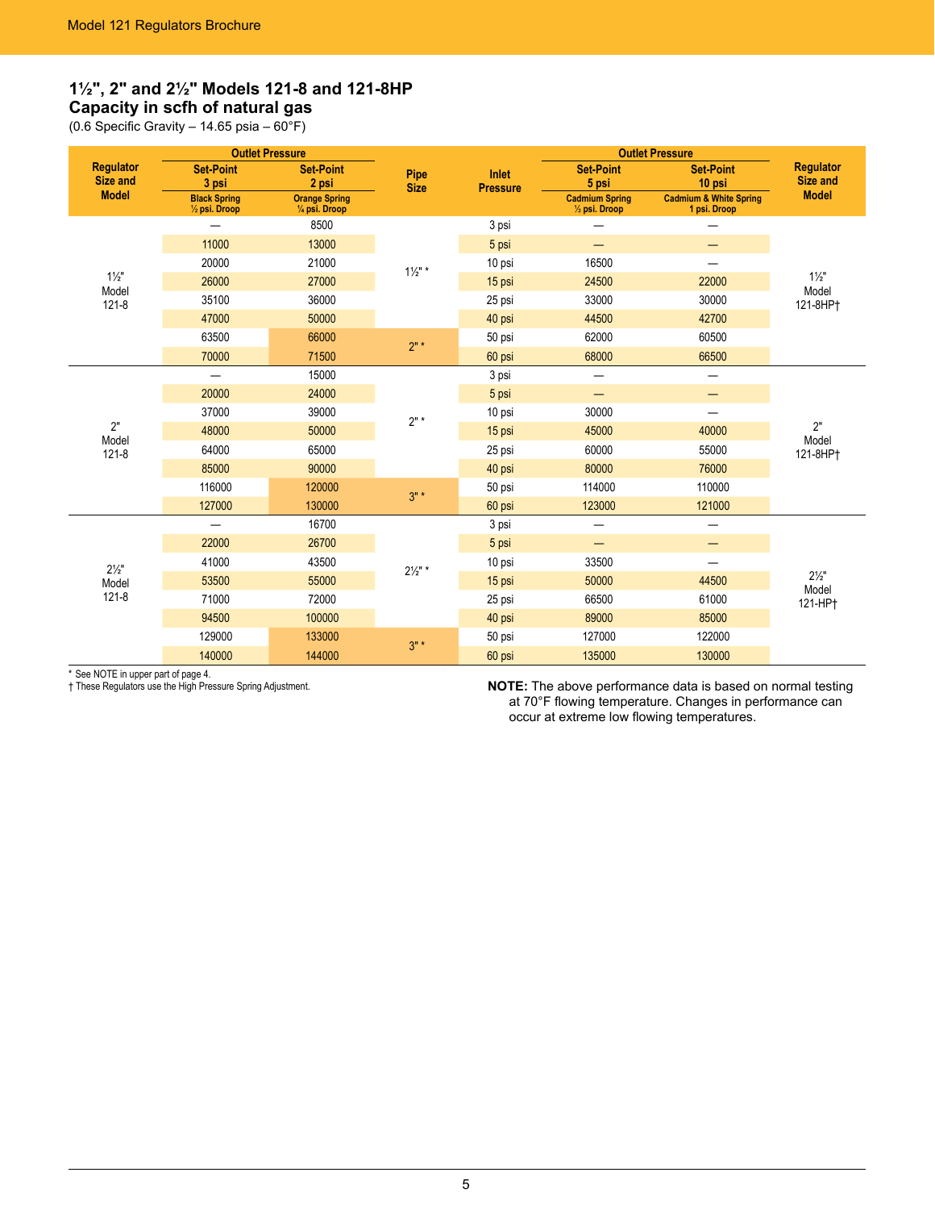## 1½", 2" and 2½" Models 121-8 and 121-8HP
## Capacity in scfh of natural gas

(0.6 Specific Gravity – 14.65 psia – 60°F)

| Regulator Size and Model | Outlet Pressure | | Pipe Size | Inlet Pressure | Outlet Pressure | | Regulator Size and Model |
|---|---|---|---|---|---|---|---|
| | Set-Point 3 psi | Set-Point 2 psi | | | Set-Point 5 psi | Set-Point 10 psi | |
| | Black Spring ½ psi. Droop | Orange Spring ¼ psi. Droop | | | Cadmium Spring ½ psi. Droop | Cadmium & White Spring 1 psi. Droop | |
| 1½" Model 121-8 | — | 8500 | 1½" * | 3 psi | — | — | 1½" Model 121-8HP† |
| | 11000 | 13000 | | 5 psi | — | — | |
| | 20000 | 21000 | | 10 psi | 16500 | — | |
| | 26000 | 27000 | | 15 psi | 24500 | 22000 | |
| | 35100 | 36000 | | 25 psi | 33000 | 30000 | |
| | 47000 | 50000 | | 40 psi | 44500 | 42700 | |
| | 63500 | 66000 | 2" * | 50 psi | 62000 | 60500 | |
| | 70000 | 71500 | | 60 psi | 68000 | 66500 | |
| 2" Model 121-8 | — | 15000 | 2" * | 3 psi | — | — | 2" Model 121-8HP† |
| | 20000 | 24000 | | 5 psi | — | — | |
| | 37000 | 39000 | | 10 psi | 30000 | — | |
| | 48000 | 50000 | | 15 psi | 45000 | 40000 | |
| | 64000 | 65000 | | 25 psi | 60000 | 55000 | |
| | 85000 | 90000 | | 40 psi | 80000 | 76000 | |
| | 116000 | 120000 | 3" * | 50 psi | 114000 | 110000 | |
| | 127000 | 130000 | | 60 psi | 123000 | 121000 | |
| 2½" Model 121-8 | — | 16700 | 2½" * | 3 psi | — | — | 2½" Model 121-HP† |
| | 22000 | 26700 | | 5 psi | — | — | |
| | 41000 | 43500 | | 10 psi | 33500 | — | |
| | 53500 | 55000 | | 15 psi | 50000 | 44500 | |
| | 71000 | 72000 | | 25 psi | 66500 | 61000 | |
| | 94500 | 100000 | | 40 psi | 89000 | 85000 | |
| | 129000 | 133000 | 3" * | 50 psi | 127000 | 122000 | |
| | 140000 | 144000 | | 60 psi | 135000 | 130000 | |

\* See NOTE in upper part of page 4.

† These Regulators use the High Pressure Spring Adjustment.

**NOTE:** The above performance data is based on normal testing at 70°F flowing temperature. Changes in performance can occur at extreme low flowing temperatures.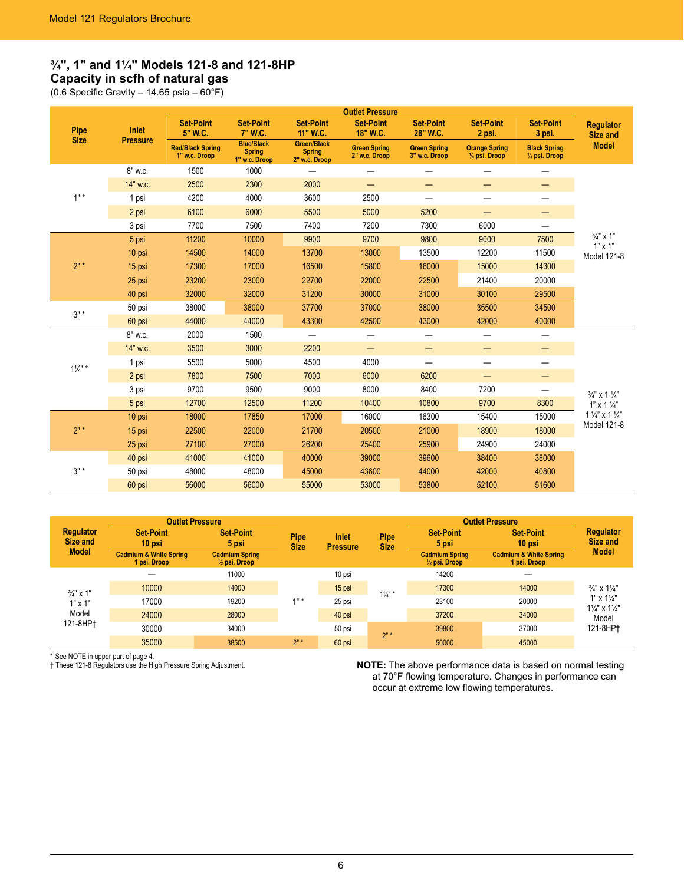## ¾", 1" and 1¼" Models 121-8 and 121-8HP
## Capacity in scfh of natural gas

(0.6 Specific Gravity – 14.65 psia – 60°F)

| Pipe Size | Inlet Pressure | Outlet Pressure: Set-Point 5" W.C. Red/Black Spring 1" w.c. Droop | Set-Point 7" W.C. Blue/Black Spring 1" w.c. Droop | Set-Point 11" W.C. Green/Black Spring 2" w.c. Droop | Set-Point 18" W.C. Green Spring 2" w.c. Droop | Set-Point 28" W.C. Green Spring 3" w.c. Droop | Set-Point 2 psi. Orange Spring ¼ psi. Droop | Set-Point 3 psi. Black Spring ½ psi. Droop | Regulator Size and Model |
|---|---|---|---|---|---|---|---|---|---|
| 1" * | 8" w.c. | 1500 | 1000 | — | — | — | — | — | ¾" x 1" 1" x 1" Model 121-8 |
| | 14" w.c. | 2500 | 2300 | 2000 | — | — | — | — | |
| | 1 psi | 4200 | 4000 | 3600 | 2500 | — | — | — | |
| | 2 psi | 6100 | 6000 | 5500 | 5000 | 5200 | — | — | |
| | 3 psi | 7700 | 7500 | 7400 | 7200 | 7300 | 6000 | — | |
| 2" * | 5 psi | 11200 | 10000 | 9900 | 9700 | 9800 | 9000 | 7500 | |
| | 10 psi | 14500 | 14000 | 13700 | 13000 | 13500 | 12200 | 11500 | |
| | 15 psi | 17300 | 17000 | 16500 | 15800 | 16000 | 15000 | 14300 | |
| | 25 psi | 23200 | 23000 | 22700 | 22000 | 22500 | 21400 | 20000 | |
| | 40 psi | 32000 | 32000 | 31200 | 30000 | 31000 | 30100 | 29500 | |
| 3" * | 50 psi | 38000 | 38000 | 37700 | 37000 | 38000 | 35500 | 34500 | |
| | 60 psi | 44000 | 44000 | 43300 | 42500 | 43000 | 42000 | 40000 | |
| 1¼" * | 8" w.c. | 2000 | 1500 | — | — | — | — | — | ¾" x 1 ¼" 1" x 1 ¼" 1 ¼" x 1 ¼" Model 121-8 |
| | 14" w.c. | 3500 | 3000 | 2200 | — | — | — | — | |
| | 1 psi | 5500 | 5000 | 4500 | 4000 | — | — | — | |
| | 2 psi | 7800 | 7500 | 7000 | 6000 | 6200 | — | — | |
| | 3 psi | 9700 | 9500 | 9000 | 8000 | 8400 | 7200 | — | |
| | 5 psi | 12700 | 12500 | 11200 | 10400 | 10800 | 9700 | 8300 | |
| 2" * | 10 psi | 18000 | 17850 | 17000 | 16000 | 16300 | 15400 | 15000 | |
| | 15 psi | 22500 | 22000 | 21700 | 20500 | 21000 | 18900 | 18000 | |
| | 25 psi | 27100 | 27000 | 26200 | 25400 | 25900 | 24900 | 24000 | |
| 3" * | 40 psi | 41000 | 41000 | 40000 | 39000 | 39600 | 38400 | 38000 | |
| | 50 psi | 48000 | 48000 | 45000 | 43600 | 44000 | 42000 | 40800 | |
| | 60 psi | 56000 | 56000 | 55000 | 53000 | 53800 | 52100 | 51600 | |

| Regulator Size and Model | Outlet Pressure: Set-Point 10 psi Cadmium & White Spring 1 psi. Droop | Set-Point 5 psi Cadmium Spring ½ psi. Droop | Pipe Size | Inlet Pressure | Pipe Size | Outlet Pressure: Set-Point 5 psi Cadmium Spring ½ psi. Droop | Set-Point 10 psi Cadmium & White Spring 1 psi. Droop | Regulator Size and Model |
|---|---|---|---|---|---|---|---|---|
| ¾" x 1" 1" x 1" Model 121-8HP† | — | 11000 | 1" * | 10 psi | 1¼" * | 14200 | — | ¾" x 1¼" 1" x 1¼" 1¼" x 1¼" Model 121-8HP† |
| | 10000 | 14000 | | 15 psi | | 17300 | 14000 | |
| | 17000 | 19200 | | 25 psi | | 23100 | 20000 | |
| | 24000 | 28000 | | 40 psi | | 37200 | 34000 | |
| | 30000 | 34000 | | 50 psi | 2" * | 39800 | 37000 | |
| | 35000 | 38500 | 2" * | 60 psi | | 50000 | 45000 | |

\* See NOTE in upper part of page 4.

† These 121-8 Regulators use the High Pressure Spring Adjustment.

**NOTE:** The above performance data is based on normal testing at 70°F flowing temperature. Changes in performance can occur at extreme low flowing temperatures.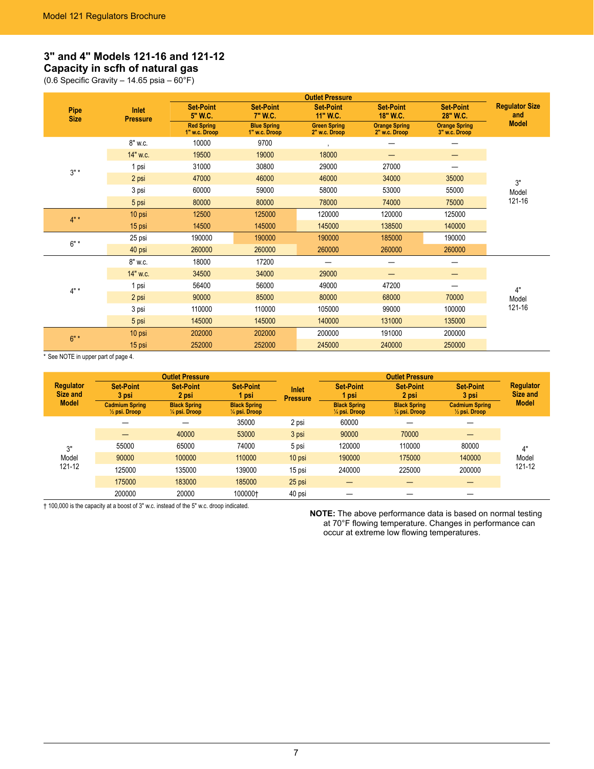## 3" and 4" Models 121-16 and 121-12
## Capacity in scfh of natural gas

(0.6 Specific Gravity – 14.65 psia – 60°F)

| Pipe Size | Inlet Pressure | Outlet Pressure: Set-Point 5" W.C. (Red Spring 1" w.c. Droop) | Set-Point 7" W.C. (Blue Spring 1" w.c. Droop) | Set-Point 11" W.C. (Green Spring 2" w.c. Droop) | Set-Point 18" W.C. (Orange Spring 2" w.c. Droop) | Set-Point 28" W.C. (Orange Spring 3" w.c. Droop) | Regulator Size and Model |
|---|---|---|---|---|---|---|---|
| 3" * | 8" w.c. | 10000 | 9700 | , | — | — | 3" Model 121-16 |
| | 14" w.c. | 19500 | 19000 | 18000 | — | — | |
| | 1 psi | 31000 | 30800 | 29000 | 27000 | — | |
| | 2 psi | 47000 | 46000 | 46000 | 34000 | 35000 | |
| | 3 psi | 60000 | 59000 | 58000 | 53000 | 55000 | |
| | 5 psi | 80000 | 80000 | 78000 | 74000 | 75000 | |
| 4" * | 10 psi | 12500 | 125000 | 120000 | 120000 | 125000 | |
| | 15 psi | 14500 | 145000 | 145000 | 138500 | 140000 | |
| 6" * | 25 psi | 190000 | 190000 | 190000 | 185000 | 190000 | |
| | 40 psi | 260000 | 260000 | 260000 | 260000 | 260000 | |
| 4" * | 8" w.c. | 18000 | 17200 | — | — | — | 4" Model 121-16 |
| | 14" w.c. | 34500 | 34000 | 29000 | — | — | |
| | 1 psi | 56400 | 56000 | 49000 | 47200 | — | |
| | 2 psi | 90000 | 85000 | 80000 | 68000 | 70000 | |
| | 3 psi | 110000 | 110000 | 105000 | 99000 | 100000 | |
| | 5 psi | 145000 | 145000 | 140000 | 131000 | 135000 | |
| 6" * | 10 psi | 202000 | 202000 | 200000 | 191000 | 200000 | |
| | 15 psi | 252000 | 252000 | 245000 | 240000 | 250000 | |

\* See NOTE in upper part of page 4.

| Regulator Size and Model | Outlet Pressure: Set-Point 3 psi (Cadmium Spring ½ psi. Droop) | Set-Point 2 psi (Black Spring ¼ psi. Droop) | Set-Point 1 psi (Black Spring ¼ psi. Droop) | Inlet Pressure | Outlet Pressure: Set-Point 1 psi (Black Spring ¼ psi. Droop) | Set-Point 2 psi (Black Spring ¼ psi. Droop) | Set-Point 3 psi (Cadmium Spring ½ psi. Droop) | Regulator Size and Model |
|---|---|---|---|---|---|---|---|---|
| 3" Model 121-12 | — | — | 35000 | 2 psi | 60000 | — | — | 4" Model 121-12 |
| | — | 40000 | 53000 | 3 psi | 90000 | 70000 | — | |
| | 55000 | 65000 | 74000 | 5 psi | 120000 | 110000 | 80000 | |
| | 90000 | 100000 | 110000 | 10 psi | 190000 | 175000 | 140000 | |
| | 125000 | 135000 | 139000 | 15 psi | 240000 | 225000 | 200000 | |
| | 175000 | 183000 | 185000 | 25 psi | — | — | — | |
| | 200000 | 20000 | 100000† | 40 psi | — | — | — | |

† 100,000 is the capacity at a boost of 3" w.c. instead of the 5" w.c. droop indicated.

**NOTE:** The above performance data is based on normal testing at 70°F flowing temperature. Changes in performance can occur at extreme low flowing temperatures.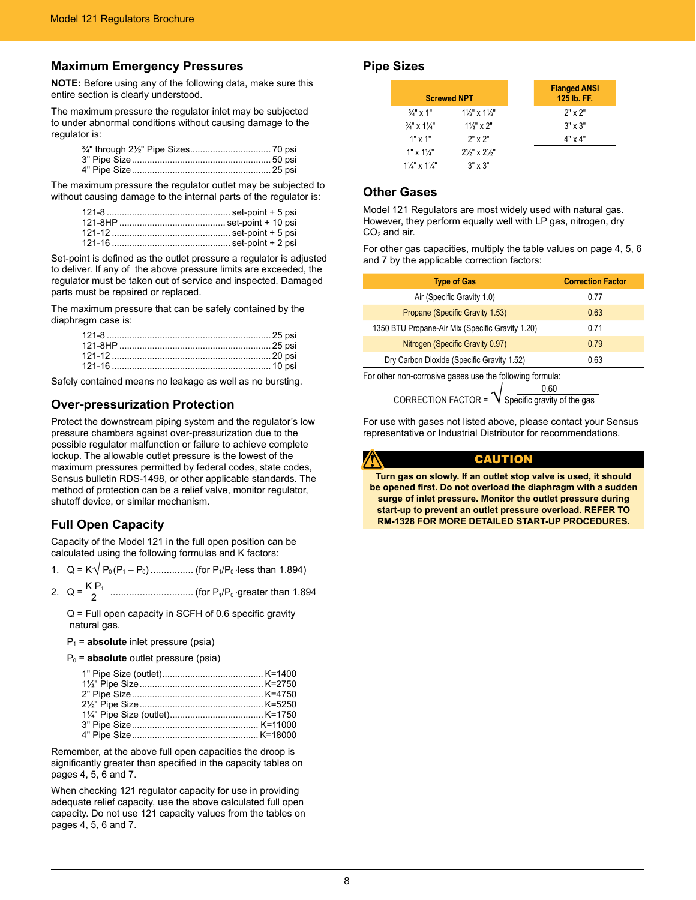## Maximum Emergency Pressures

**NOTE:** Before using any of the following data, make sure this entire section is clearly understood.

The maximum pressure the regulator inlet may be subjected to under abnormal conditions without causing damage to the regulator is:

¾" through 2½" Pipe Sizes ................................ 70 psi
3" Pipe Size ...................................................... 50 psi
4" Pipe Size ...................................................... 25 psi

The maximum pressure the regulator outlet may be subjected to without causing damage to the internal parts of the regulator is:

121-8 ................................................. set-point + 5 psi
121-8HP .......................................... set-point + 10 psi
121-12 ............................................... set-point + 5 psi
121-16 ............................................... set-point + 2 psi

Set-point is defined as the outlet pressure a regulator is adjusted to deliver. If any of the above pressure limits are exceeded, the regulator must be taken out of service and inspected. Damaged parts must be repaired or replaced.

The maximum pressure that can be safely contained by the diaphragm case is:

121-8 ................................................................ 25 psi
121-8HP ........................................................... 25 psi
121-12 .............................................................. 20 psi
121-16 .............................................................. 10 psi

Safely contained means no leakage as well as no bursting.

## Over-pressurization Protection

Protect the downstream piping system and the regulator's low pressure chambers against over-pressurization due to the possible regulator malfunction or failure to achieve complete lockup. The allowable outlet pressure is the lowest of the maximum pressures permitted by federal codes, state codes, Sensus bulletin RDS-1498, or other applicable standards. The method of protection can be a relief valve, monitor regulator, shutoff device, or similar mechanism.

## Full Open Capacity

Capacity of the Model 121 in the full open position can be calculated using the following formulas and K factors:

1. $Q = K\sqrt{P_0(P_1 - P_0)}$ ............... (for $P_1/P_0$ less than 1.894)
2. $Q = \frac{K P_1}{2}$ .............................. (for $P_1/P_0$ greater than 1.894

Q = Full open capacity in SCFH of 0.6 specific gravity natural gas.

$P_1$ = **absolute** inlet pressure (psia)

$P_0$ = **absolute** outlet pressure (psia)

1" Pipe Size (outlet)....................................... K=1400
1½" Pipe Size ................................................ K=2750
2" Pipe Size ................................................... K=4750
2½" Pipe Size ................................................ K=5250
1¼" Pipe Size (outlet).................................... K=1750
3" Pipe Size ................................................. K=11000
4" Pipe Size ................................................. K=18000

Remember, at the above full open capacities the droop is significantly greater than specified in the capacity tables on pages 4, 5, 6 and 7.

When checking 121 regulator capacity for use in providing adequate relief capacity, use the above calculated full open capacity. Do not use 121 capacity values from the tables on pages 4, 5, 6 and 7.

## Pipe Sizes

| Screwed NPT | |
|---|---|
| ¾" x 1" | 1½" x 1½" |
| ¾" x 1¼" | 1½" x 2" |
| 1" x 1" | 2" x 2" |
| 1" x 1¼" | 2½" x 2½" |
| 1¼" x 1¼" | 3" x 3" |

| Flanged ANSI 125 lb. FF. |
|---|
| 2" x 2" |
| 3" x 3" |
| 4" x 4" |

## Other Gases

Model 121 Regulators are most widely used with natural gas. However, they perform equally well with LP gas, nitrogen, dry $CO_2$ and air.

For other gas capacities, multiply the table values on page 4, 5, 6 and 7 by the applicable correction factors:

| Type of Gas | Correction Factor |
|---|---|
| Air (Specific Gravity 1.0) | 0.77 |
| Propane (Specific Gravity 1.53) | 0.63 |
| 1350 BTU Propane-Air Mix (Specific Gravity 1.20) | 0.71 |
| Nitrogen (Specific Gravity 0.97) | 0.79 |
| Dry Carbon Dioxide (Specific Gravity 1.52) | 0.63 |

For other non-corrosive gases use the following formula:

$$\text{CORRECTION FACTOR} = \sqrt{\frac{0.60}{\text{Specific gravity of the gas}}}$$

For use with gases not listed above, please contact your Sensus representative or Industrial Distributor for recommendations.

**CAUTION**

**Turn gas on slowly. If an outlet stop valve is used, it should be opened first. Do not overload the diaphragm with a sudden surge of inlet pressure. Monitor the outlet pressure during start-up to prevent an outlet pressure overload. REFER TO RM-1328 FOR MORE DETAILED START-UP PROCEDURES.**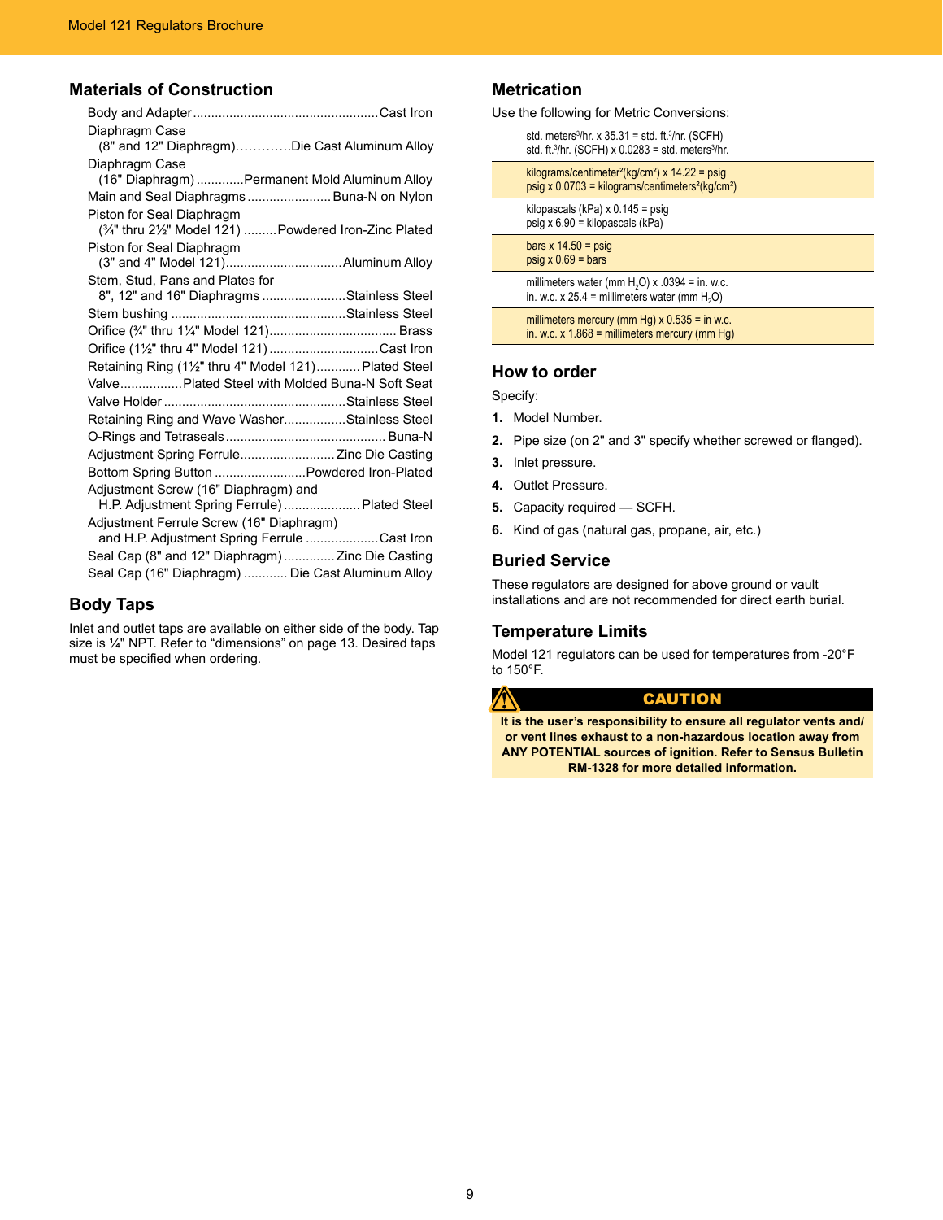## Materials of Construction

Body and Adapter .................................................. Cast Iron
Diaphragm Case
(8" and 12" Diaphragm)............Die Cast Aluminum Alloy
Diaphragm Case
(16" Diaphragm) ............Permanent Mold Aluminum Alloy
Main and Seal Diaphragms ....................... Buna-N on Nylon
Piston for Seal Diaphragm
(¾" thru 2½" Model 121) .........Powdered Iron-Zinc Plated
Piston for Seal Diaphragm
(3" and 4" Model 121)................................Aluminum Alloy
Stem, Stud, Pans and Plates for
8", 12" and 16" Diaphragms .......................Stainless Steel
Stem bushing ................................................Stainless Steel
Orifice (¾" thru 1¼" Model 121).................................. Brass
Orifice (1½" thru 4" Model 121) ..............................Cast Iron
Retaining Ring (1½" thru 4" Model 121)............ Plated Steel
Valve.................Plated Steel with Molded Buna-N Soft Seat
Valve Holder ..................................................Stainless Steel
Retaining Ring and Wave Washer.................Stainless Steel
O-Rings and Tetraseals ............................................ Buna-N
Adjustment Spring Ferrule.......................... Zinc Die Casting
Bottom Spring Button .........................Powdered Iron-Plated
Adjustment Screw (16" Diaphragm) and
H.P. Adjustment Spring Ferrule) ..................... Plated Steel
Adjustment Ferrule Screw (16" Diaphragm)
and H.P. Adjustment Spring Ferrule ....................Cast Iron
Seal Cap (8" and 12" Diaphragm) ............. Zinc Die Casting
Seal Cap (16" Diaphragm) ............ Die Cast Aluminum Alloy

## Body Taps

Inlet and outlet taps are available on either side of the body. Tap size is ¼" NPT. Refer to "dimensions" on page 13. Desired taps must be specified when ordering.

## Metrication

Use the following for Metric Conversions:

| |
|---|
| std. meters³/hr. x 35.31 = std. ft.³/hr. (SCFH)<br>std. ft.³/hr. (SCFH) x 0.0283 = std. meters³/hr. |
| kilograms/centimeter²(kg/cm²) x 14.22 = psig<br>psig x 0.0703 = kilograms/centimeters²(kg/cm²) |
| kilopascals (kPa) x 0.145 = psig<br>psig x 6.90 = kilopascals (kPa) |
| bars x 14.50 = psig<br>psig x 0.69 = bars |
| millimeters water (mm $H_2O$) x .0394 = in. w.c.<br>in. w.c. x 25.4 = millimeters water (mm $H_2O$) |
| millimeters mercury (mm Hg) x 0.535 = in w.c.<br>in. w.c. x 1.868 = millimeters mercury (mm Hg) |

## How to order

Specify:

1. Model Number.
2. Pipe size (on 2" and 3" specify whether screwed or flanged).
3. Inlet pressure.
4. Outlet Pressure.
5. Capacity required — SCFH.
6. Kind of gas (natural gas, propane, air, etc.)

## Buried Service

These regulators are designed for above ground or vault installations and are not recommended for direct earth burial.

## Temperature Limits

Model 121 regulators can be used for temperatures from -20°F to 150°F.

**CAUTION**

**It is the user's responsibility to ensure all regulator vents and/or vent lines exhaust to a non-hazardous location away from ANY POTENTIAL sources of ignition. Refer to Sensus Bulletin RM-1328 for more detailed information.**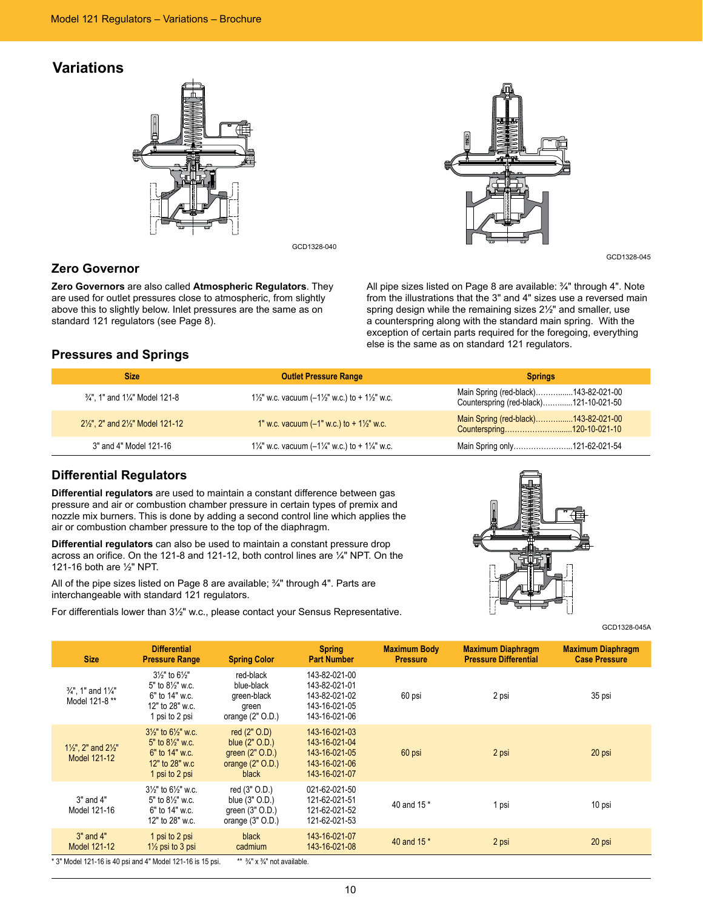# Variations

GCD1328-040

GCD1328-045

## Zero Governor

**Zero Governors** are also called **Atmospheric Regulators**. They are used for outlet pressures close to atmospheric, from slightly above this to slightly below. Inlet pressures are the same as on standard 121 regulators (see Page 8).

All pipe sizes listed on Page 8 are available: ¾" through 4". Note from the illustrations that the 3" and 4" sizes use a reversed main spring design while the remaining sizes 2½" and smaller, use a counterspring along with the standard main spring. With the exception of certain parts required for the foregoing, everything else is the same as on standard 121 regulators.

## Pressures and Springs

| Size | Outlet Pressure Range | Springs |
|---|---|---|
| ¾", 1" and 1¼" Model 121-8 | 1½" w.c. vacuum (–1½" w.c.) to + 1½" w.c. | Main Spring (red-black)................143-82-021-00<br>Counterspring (red-black).............121-10-021-50 |
| 2½", 2" and 2½" Model 121-12 | 1" w.c. vacuum (–1" w.c.) to + 1½" w.c. | Main Spring (red-black)................143-82-021-00<br>Counterspring..............................120-10-021-10 |
| 3" and 4" Model 121-16 | 1¼" w.c. vacuum (–1¼" w.c.) to + 1¼" w.c. | Main Spring only..........................121-62-021-54 |

## Differential Regulators

**Differential regulators** are used to maintain a constant difference between gas pressure and air or combustion chamber pressure in certain types of premix and nozzle mix burners. This is done by adding a second control line which applies the air or combustion chamber pressure to the top of the diaphragm.

**Differential regulators** can also be used to maintain a constant pressure drop across an orifice. On the 121-8 and 121-12, both control lines are ¼" NPT. On the 121-16 both are ½" NPT.

All of the pipe sizes listed on Page 8 are available; ¾" through 4". Parts are interchangeable with standard 121 regulators.

For differentials lower than 3½" w.c., please contact your Sensus Representative.

GCD1328-045A

| Size | Differential Pressure Range | Spring Color | Spring Part Number | Maximum Body Pressure | Maximum Diaphragm Pressure Differential | Maximum Diaphragm Case Pressure |
|---|---|---|---|---|---|---|
| ¾", 1" and 1¼" Model 121-8 ** | 3½" to 6½"<br>5" to 8½" w.c.<br>6" to 14" w.c.<br>12" to 28" w.c.<br>1 psi to 2 psi | red-black<br>blue-black<br>green-black<br>green<br>orange (2" O.D.) | 143-82-021-00<br>143-82-021-01<br>143-82-021-02<br>143-16-021-05<br>143-16-021-06 | 60 psi | 2 psi | 35 psi |
| 1½", 2" and 2½" Model 121-12 | 3½" to 6½" w.c.<br>5" to 8½" w.c.<br>6" to 14" w.c.<br>12" to 28" w.c<br>1 psi to 2 psi | red (2" O.D)<br>blue (2" O.D.)<br>green (2" O.D.)<br>orange (2" O.D.)<br>black | 143-16-021-03<br>143-16-021-04<br>143-16-021-05<br>143-16-021-06<br>143-16-021-07 | 60 psi | 2 psi | 20 psi |
| 3" and 4" Model 121-16 | 3½" to 6½" w.c.<br>5" to 8½" w.c.<br>6" to 14" w.c.<br>12" to 28" w.c. | red (3" O.D.)<br>blue (3" O.D.)<br>green (3" O.D.)<br>orange (3" O.D.) | 021-62-021-50<br>121-62-021-51<br>121-62-021-52<br>121-62-021-53 | 40 and 15 * | 1 psi | 10 psi |
| 3" and 4" Model 121-12 | 1 psi to 2 psi<br>1½ psi to 3 psi | black<br>cadmium | 143-16-021-07<br>143-16-021-08 | 40 and 15 * | 2 psi | 20 psi |

\* 3" Model 121-16 is 40 psi and 4" Model 121-16 is 15 psi. ** ¾" x ¾" not available.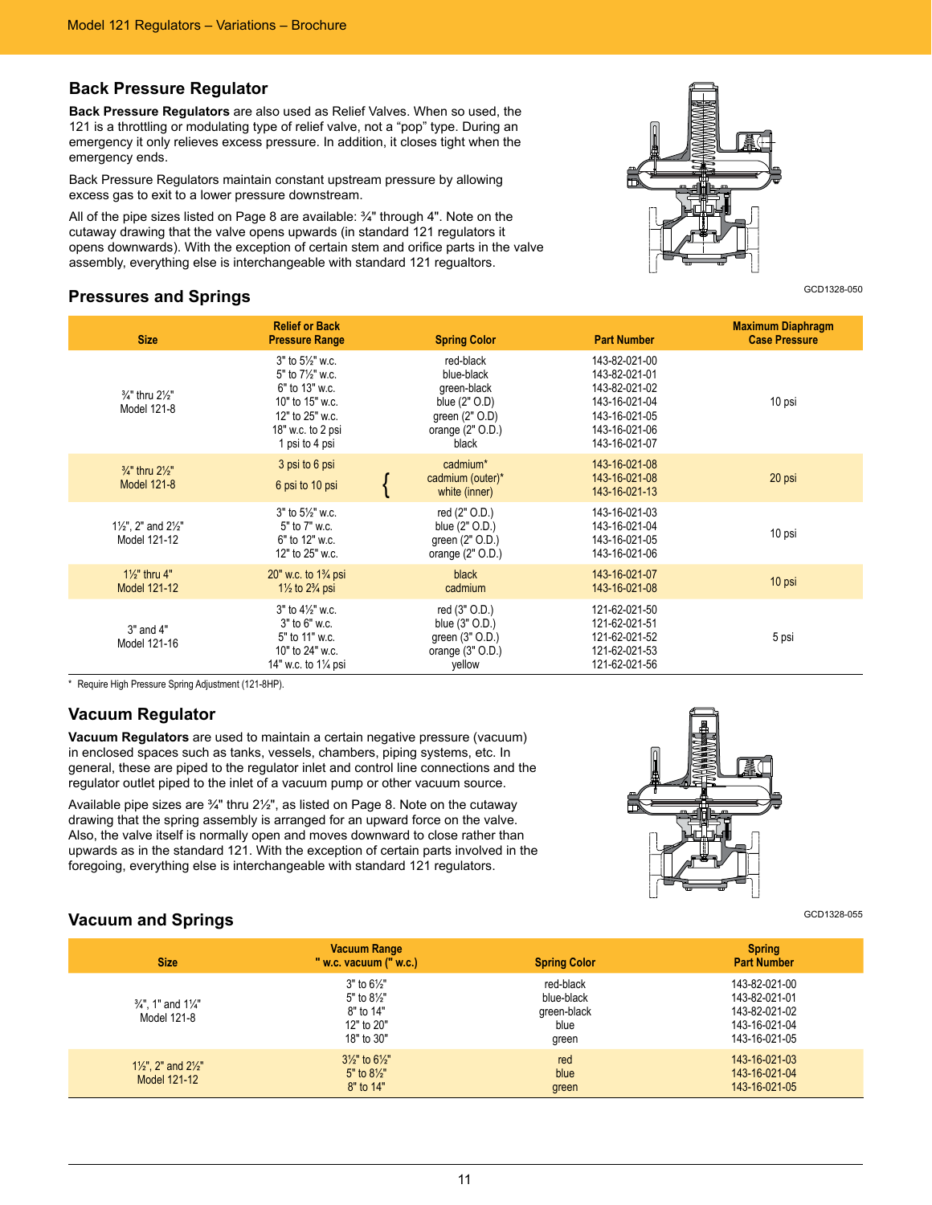## Back Pressure Regulator

**Back Pressure Regulators** are also used as Relief Valves. When so used, the 121 is a throttling or modulating type of relief valve, not a "pop" type. During an emergency it only relieves excess pressure. In addition, it closes tight when the emergency ends.

Back Pressure Regulators maintain constant upstream pressure by allowing excess gas to exit to a lower pressure downstream.

All of the pipe sizes listed on Page 8 are available: ¾" through 4". Note on the cutaway drawing that the valve opens upwards (in standard 121 regulators it opens downwards). With the exception of certain stem and orifice parts in the valve assembly, everything else is interchangeable with standard 121 regualtors.

GCD1328-050

## Pressures and Springs

| Size | Relief or Back Pressure Range | Spring Color | Part Number | Maximum Diaphragm Case Pressure |
|---|---|---|---|---|
| ¾" thru 2½" Model 121-8 | 3" to 5½" w.c.<br>5" to 7½" w.c.<br>6" to 13" w.c.<br>10" to 15" w.c.<br>12" to 25" w.c.<br>18" w.c. to 2 psi<br>1 psi to 4 psi | red-black<br>blue-black<br>green-black<br>blue (2" O.D)<br>green (2" O.D)<br>orange (2" O.D.)<br>black | 143-82-021-00<br>143-82-021-01<br>143-82-021-02<br>143-16-021-04<br>143-16-021-05<br>143-16-021-06<br>143-16-021-07 | 10 psi |
| ¾" thru 2½" Model 121-8 | 3 psi to 6 psi<br>6 psi to 10 psi | cadmium*<br>{ cadmium (outer)*<br>white (inner) | 143-16-021-08<br>143-16-021-08<br>143-16-021-13 | 20 psi |
| 1½", 2" and 2½" Model 121-12 | 3" to 5½" w.c.<br>5" to 7" w.c.<br>6" to 12" w.c.<br>12" to 25" w.c. | red (2" O.D.)<br>blue (2" O.D.)<br>green (2" O.D.)<br>orange (2" O.D.) | 143-16-021-03<br>143-16-021-04<br>143-16-021-05<br>143-16-021-06 | 10 psi |
| 1½" thru 4" Model 121-12 | 20" w.c. to 1¾ psi<br>1½ to 2¾ psi | black<br>cadmium | 143-16-021-07<br>143-16-021-08 | 10 psi |
| 3" and 4" Model 121-16 | 3" to 4½" w.c.<br>3" to 6" w.c.<br>5" to 11" w.c.<br>10" to 24" w.c.<br>14" w.c. to 1¼ psi | red (3" O.D.)<br>blue (3" O.D.)<br>green (3" O.D.)<br>orange (3" O.D.)<br>yellow | 121-62-021-50<br>121-62-021-51<br>121-62-021-52<br>121-62-021-53<br>121-62-021-56 | 5 psi |

\* Require High Pressure Spring Adjustment (121-8HP).

## Vacuum Regulator

**Vacuum Regulators** are used to maintain a certain negative pressure (vacuum) in enclosed spaces such as tanks, vessels, chambers, piping systems, etc. In general, these are piped to the regulator inlet and control line connections and the regulator outlet piped to the inlet of a vacuum pump or other vacuum source.

Available pipe sizes are ¾" thru 2½", as listed on Page 8. Note on the cutaway drawing that the spring assembly is arranged for an upward force on the valve. Also, the valve itself is normally open and moves downward to close rather than upwards as in the standard 121. With the exception of certain parts involved in the foregoing, everything else is interchangeable with standard 121 regulators.

GCD1328-055

## Vacuum and Springs

| Size | Vacuum Range " w.c. vacuum (" w.c.) | Spring Color | Spring Part Number |
|---|---|---|---|
| ¾", 1" and 1¼" Model 121-8 | 3" to 6½"<br>5" to 8½"<br>8" to 14"<br>12" to 20"<br>18" to 30" | red-black<br>blue-black<br>green-black<br>blue<br>green | 143-82-021-00<br>143-82-021-01<br>143-82-021-02<br>143-16-021-04<br>143-16-021-05 |
| 1½", 2" and 2½" Model 121-12 | 3½" to 6½"<br>5" to 8½"<br>8" to 14" | red<br>blue<br>green | 143-16-021-03<br>143-16-021-04<br>143-16-021-05 |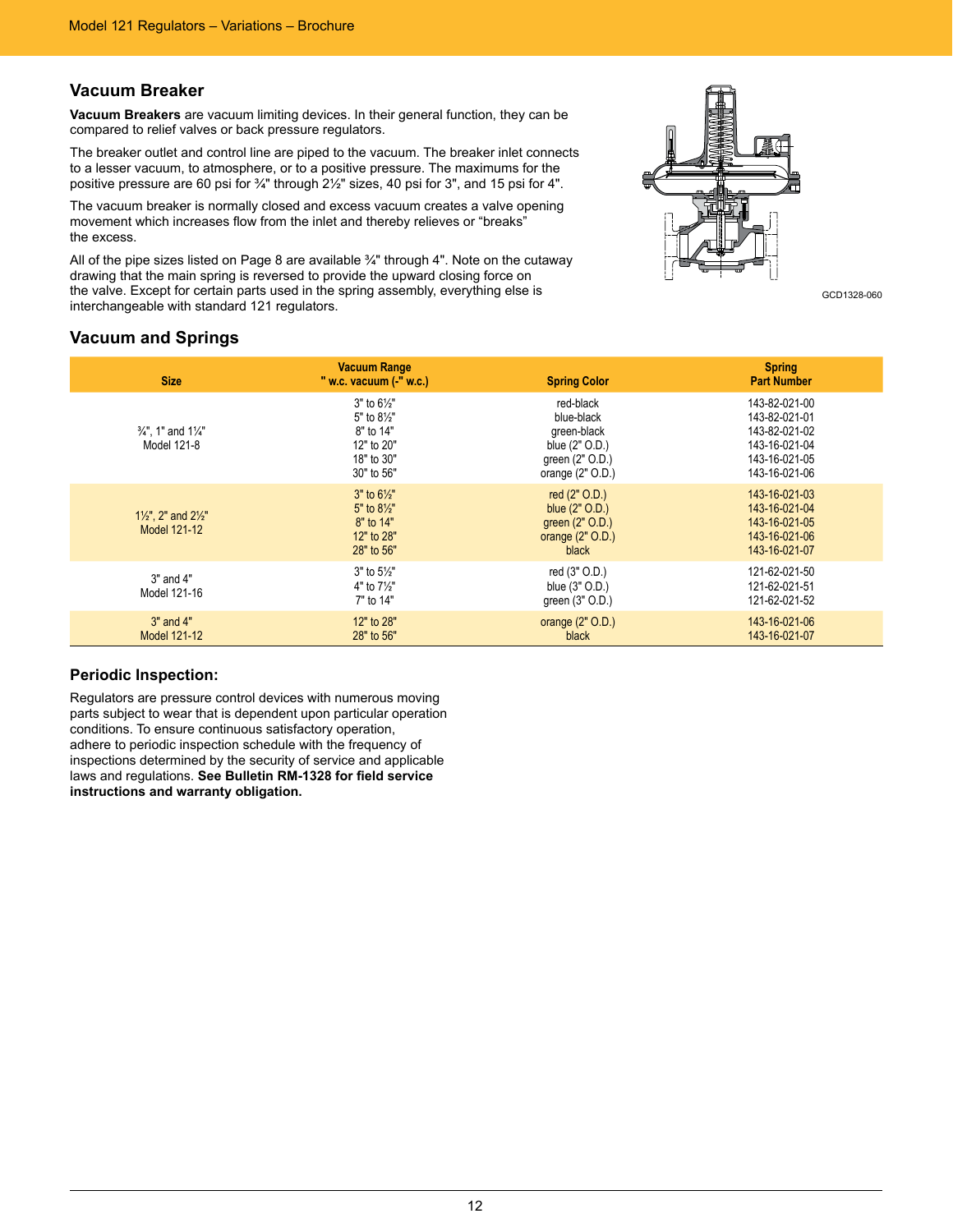## Vacuum Breaker

**Vacuum Breakers** are vacuum limiting devices. In their general function, they can be compared to relief valves or back pressure regulators.

The breaker outlet and control line are piped to the vacuum. The breaker inlet connects to a lesser vacuum, to atmosphere, or to a positive pressure. The maximums for the positive pressure are 60 psi for ¾" through 2½" sizes, 40 psi for 3", and 15 psi for 4".

The vacuum breaker is normally closed and excess vacuum creates a valve opening movement which increases flow from the inlet and thereby relieves or "breaks" the excess.

All of the pipe sizes listed on Page 8 are available ¾" through 4". Note on the cutaway drawing that the main spring is reversed to provide the upward closing force on the valve. Except for certain parts used in the spring assembly, everything else is interchangeable with standard 121 regulators.

GCD1328-060

## Vacuum and Springs

| Size | Vacuum Range " w.c. vacuum (-" w.c.) | Spring Color | Spring Part Number |
|---|---|---|---|
| ¾", 1" and 1¼" Model 121-8 | 3" to 6½" | red-black | 143-82-021-00 |
| | 5" to 8½" | blue-black | 143-82-021-01 |
| | 8" to 14" | green-black | 143-82-021-02 |
| | 12" to 20" | blue (2" O.D.) | 143-16-021-04 |
| | 18" to 30" | green (2" O.D.) | 143-16-021-05 |
| | 30" to 56" | orange (2" O.D.) | 143-16-021-06 |
| 1½", 2" and 2½" Model 121-12 | 3" to 6½" | red (2" O.D.) | 143-16-021-03 |
| | 5" to 8½" | blue (2" O.D.) | 143-16-021-04 |
| | 8" to 14" | green (2" O.D.) | 143-16-021-05 |
| | 12" to 28" | orange (2" O.D.) | 143-16-021-06 |
| | 28" to 56" | black | 143-16-021-07 |
| 3" and 4" Model 121-16 | 3" to 5½" | red (3" O.D.) | 121-62-021-50 |
| | 4" to 7½" | blue (3" O.D.) | 121-62-021-51 |
| | 7" to 14" | green (3" O.D.) | 121-62-021-52 |
| 3" and 4" Model 121-12 | 12" to 28" | orange (2" O.D.) | 143-16-021-06 |
| | 28" to 56" | black | 143-16-021-07 |

### Periodic Inspection:

Regulators are pressure control devices with numerous moving parts subject to wear that is dependent upon particular operation conditions. To ensure continuous satisfactory operation, adhere to periodic inspection schedule with the frequency of inspections determined by the security of service and applicable laws and regulations. **See Bulletin RM-1328 for field service instructions and warranty obligation.**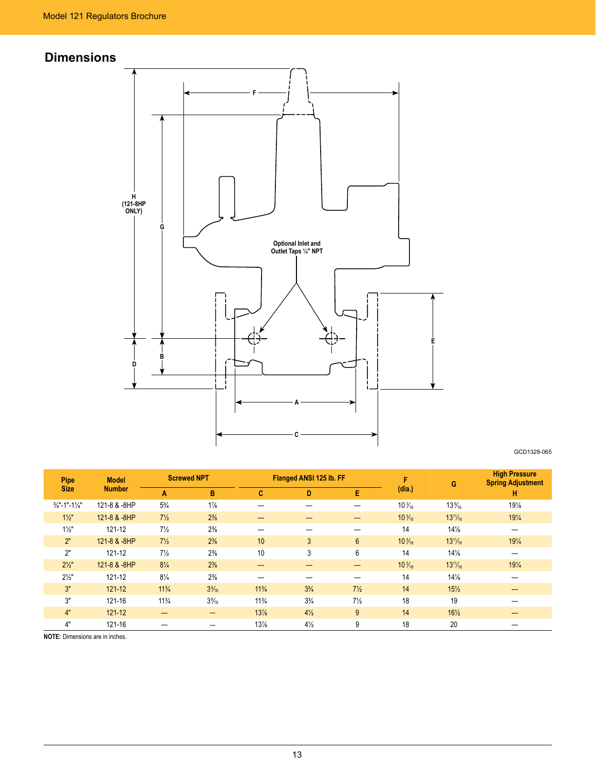## Dimensions

H (121-8HP ONLY)

G

F

Optional Inlet and Outlet Taps ¼" NPT

B

D

E

A

C

GCD1328-065

| Pipe Size | Model Number | Screwed NPT | | Flanged ANSI 125 lb. FF | | | F (dia.) | G | High Pressure Spring Adjustment |
|---|---|---|---|---|---|---|---|---|---|
| | | A | B | C | D | E | | | H |
| ¾"-1"-1¼" | 121-8 & -8HP | 5¾ | 1⅞ | — | — | — | 10 3/16 | 13 9/16 | 19⅛ |
| 1½" | 121-8 & -8HP | 7½ | 2⅜ | — | — | — | 10 3/16 | 13 11/16 | 19¼ |
| 1½" | 121-12 | 7½ | 2⅜ | — | — | — | 14 | 14⅛ | — |
| 2" | 121-8 & -8HP | 7½ | 2⅜ | 10 | 3 | 6 | 10 3/16 | 13 11/16 | 19¼ |
| 2" | 121-12 | 7½ | 2⅜ | 10 | 3 | 6 | 14 | 14⅛ | — |
| 2½" | 121-8 & -8HP | 8¼ | 2⅜ | — | — | — | 10 3/16 | 13 11/16 | 19¼ |
| 2½" | 121-12 | 8¼ | 2⅜ | — | — | — | 14 | 14⅛ | — |
| 3" | 121-12 | 11¾ | 3 3/16 | 11¾ | 3¾ | 7½ | 14 | 15½ | — |
| 3" | 121-16 | 11¾ | 3 3/16 | 11¾ | 3¾ | 7½ | 18 | 19 | — |
| 4" | 121-12 | — | — | 13⅞ | 4½ | 9 | 14 | 16½ | — |
| 4" | 121-16 | — | — | 13⅞ | 4½ | 9 | 18 | 20 | — |

**NOTE:** Dimensions are in inches.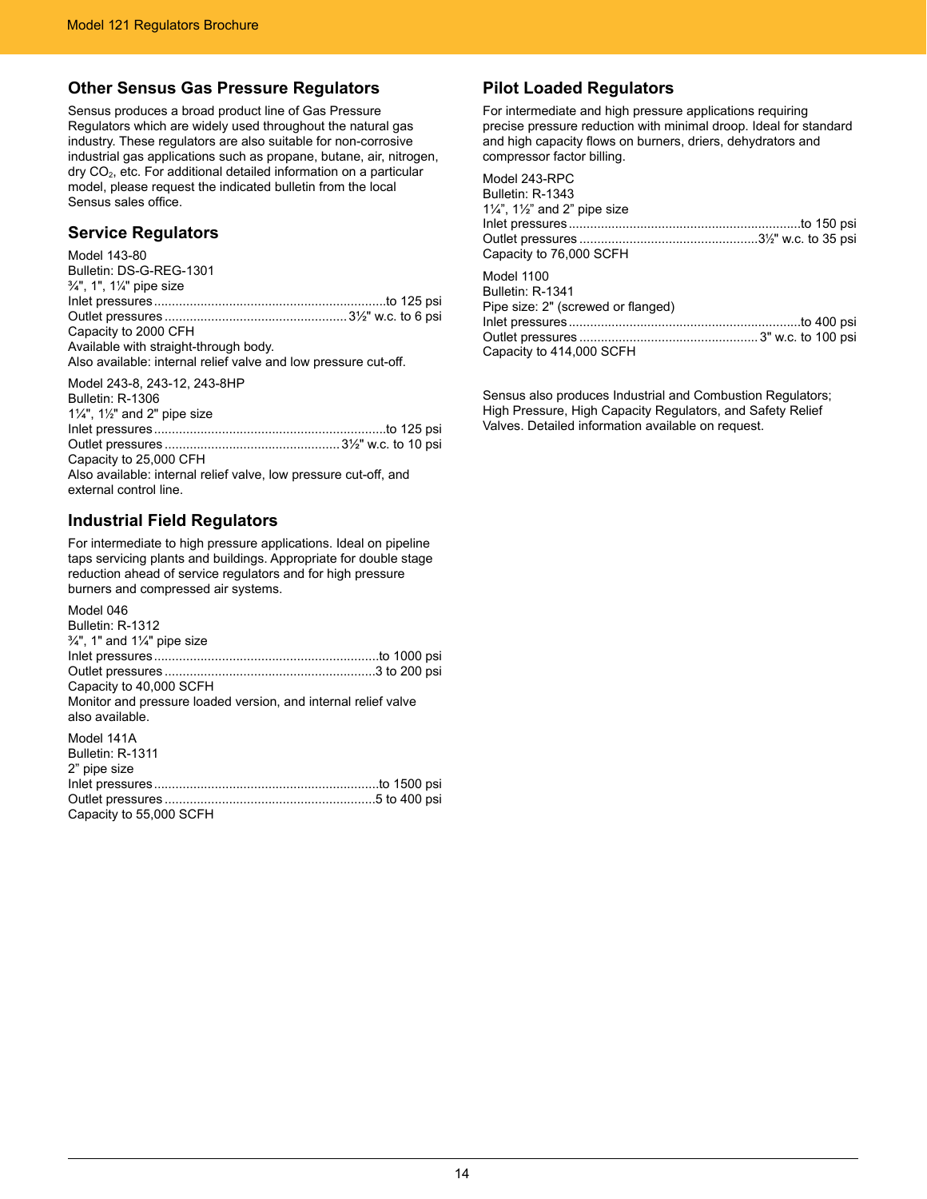## Other Sensus Gas Pressure Regulators

Sensus produces a broad product line of Gas Pressure Regulators which are widely used throughout the natural gas industry. These regulators are also suitable for non-corrosive industrial gas applications such as propane, butane, air, nitrogen, dry $CO_2$, etc. For additional detailed information on a particular model, please request the indicated bulletin from the local Sensus sales office.

## Service Regulators

Model 143-80
Bulletin: DS-G-REG-1301
¾", 1", 1¼" pipe size
Inlet pressures ................................................................to 125 psi
Outlet pressures .................................................. 3½" w.c. to 6 psi
Capacity to 2000 CFH
Available with straight-through body.
Also available: internal relief valve and low pressure cut-off.

Model 243-8, 243-12, 243-8HP
Bulletin: R-1306
1¼", 1½" and 2" pipe size
Inlet pressures ................................................................to 125 psi
Outlet pressures ................................................ 3½" w.c. to 10 psi
Capacity to 25,000 CFH
Also available: internal relief valve, low pressure cut-off, and external control line.

## Industrial Field Regulators

For intermediate to high pressure applications. Ideal on pipeline taps servicing plants and buildings. Appropriate for double stage reduction ahead of service regulators and for high pressure burners and compressed air systems.

Model 046
Bulletin: R-1312
¾", 1" and 1¼" pipe size
Inlet pressures ..............................................................to 1000 psi
Outlet pressures ..........................................................3 to 200 psi
Capacity to 40,000 SCFH
Monitor and pressure loaded version, and internal relief valve also available.

Model 141A
Bulletin: R-1311
2" pipe size
Inlet pressures ..............................................................to 1500 psi
Outlet pressures ..........................................................5 to 400 psi
Capacity to 55,000 SCFH

## Pilot Loaded Regulators

For intermediate and high pressure applications requiring precise pressure reduction with minimal droop. Ideal for standard and high capacity flows on burners, driers, dehydrators and compressor factor billing.

Model 243-RPC
Bulletin: R-1343
1¼", 1½" and 2" pipe size
Inlet pressures ................................................................to 150 psi
Outlet pressures .................................................3½" w.c. to 35 psi
Capacity to 76,000 SCFH

Model 1100
Bulletin: R-1341
Pipe size: 2" (screwed or flanged)
Inlet pressures ................................................................to 400 psi
Outlet pressures ................................................. 3" w.c. to 100 psi
Capacity to 414,000 SCFH

Sensus also produces Industrial and Combustion Regulators; High Pressure, High Capacity Regulators, and Safety Relief Valves. Detailed information available on request.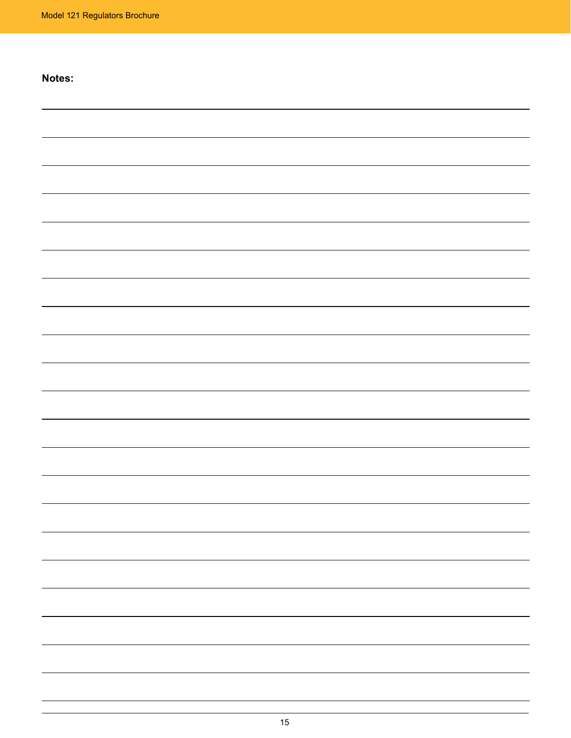**Notes:**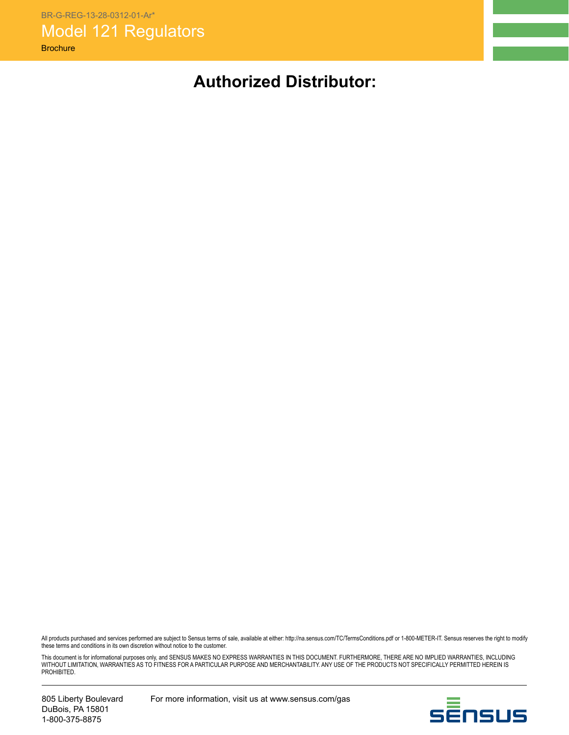# Authorized Distributor:

All products purchased and services performed are subject to Sensus terms of sale, available at either: http://na.sensus.com/TC/TermsConditions.pdf or 1-800-METER-IT. Sensus reserves the right to modify these terms and conditions in its own discretion without notice to the customer.

This document is for informational purposes only, and SENSUS MAKES NO EXPRESS WARRANTIES IN THIS DOCUMENT. FURTHERMORE, THERE ARE NO IMPLIED WARRANTIES, INCLUDING WITHOUT LIMITATION, WARRANTIES AS TO FITNESS FOR A PARTICULAR PURPOSE AND MERCHANTABILITY. ANY USE OF THE PRODUCTS NOT SPECIFICALLY PERMITTED HEREIN IS PROHIBITED.

805 Liberty Boulevard
DuBois, PA 15801
1-800-375-8875

For more information, visit us at www.sensus.com/gas

SENSUS